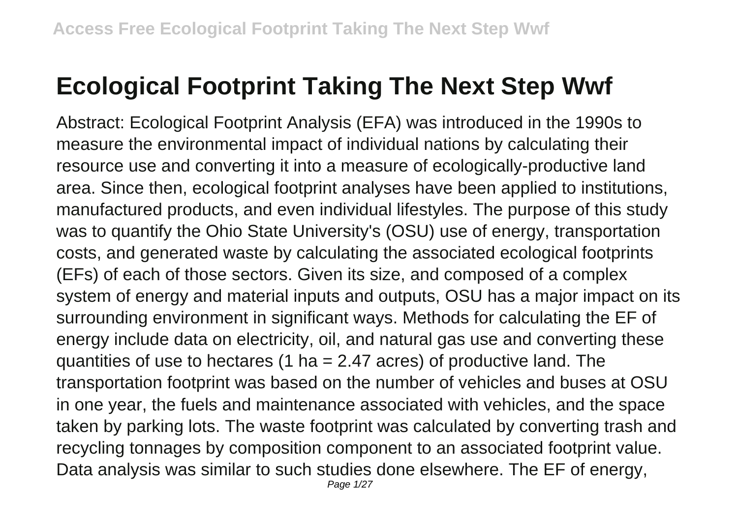# Ecological Footprint Taking The Next Step Wwf

Abstract: Ecological Footprint Analysis (EFA) was introduced in the 1990s to measure the environmental impact of individual nations by calculating their resource use and converting it into a measure of ecologically-productive land area. Since then, ecological footprint analyses have been applied to institutions, manufactured products, and even individual lifestyles. The purpose of this study was to quantify the Ohio State University's (OSU) use of energy, transportation costs, and generated waste by calculating the associated ecological footprints (EFs) of each of those sectors. Given its size, and composed of a complex system of energy and material inputs and outputs, OSU has a major impact on its surrounding environment in significant ways. Methods for calculating the EF of energy include data on electricity, oil, and natural gas use and converting these quantities of use to hectares (1 ha = 2.47 acres) of productive land. The transportation footprint was based on the number of vehicles and buses at OSU in one year, the fuels and maintenance associated with vehicles, and the space taken by parking lots. The waste footprint was calculated by converting trash and recycling tonnages by composition component to an associated footprint value. Data analysis was similar to such studies done elsewhere. The EF of energy,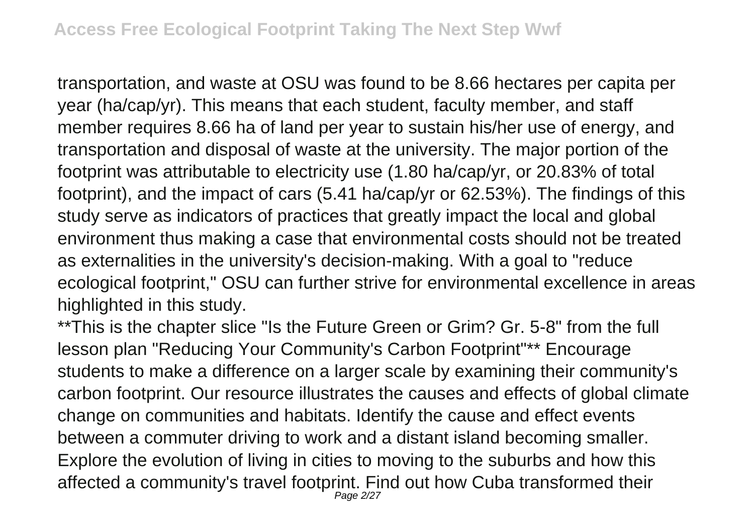transportation, and waste at OSU was found to be 8.66 hectares per capita per year (ha/cap/yr). This means that each student, faculty member, and staff member requires 8.66 ha of land per year to sustain his/her use of energy, and transportation and disposal of waste at the university. The major portion of the footprint was attributable to electricity use (1.80 ha/cap/yr, or 20.83% of total footprint), and the impact of cars (5.41 ha/cap/yr or 62.53%). The findings of this study serve as indicators of practices that greatly impact the local and global environment thus making a case that environmental costs should not be treated as externalities in the university's decision-making. With a goal to "reduce ecological footprint," OSU can further strive for environmental excellence in areas highlighted in this study.

**This is the chapter slice "Is the Future Green or Grim? Gr. 5-8" from the full lesson plan "Reducing Your Community's Carbon Footprint"** Encourage students to make a difference on a larger scale by examining their community's carbon footprint. Our resource illustrates the causes and effects of global climate change on communities and habitats. Identify the cause and effect events between a commuter driving to work and a distant island becoming smaller. Explore the evolution of living in cities to moving to the suburbs and how this affected a community's travel footprint. Find out how Cuba transformed their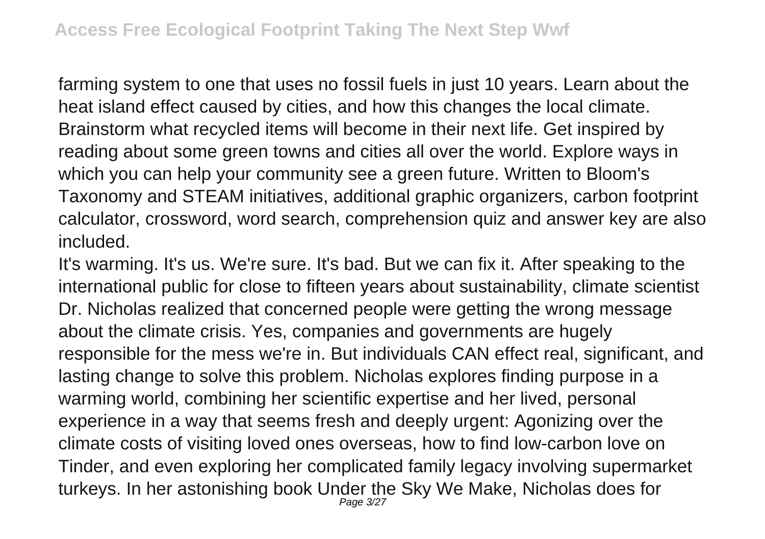farming system to one that uses no fossil fuels in just 10 years. Learn about the heat island effect caused by cities, and how this changes the local climate. Brainstorm what recycled items will become in their next life. Get inspired by reading about some green towns and cities all over the world. Explore ways in which you can help your community see a green future. Written to Bloom's Taxonomy and STEAM initiatives, additional graphic organizers, carbon footprint calculator, crossword, word search, comprehension quiz and answer key are also included.

It's warming. It's us. We're sure. It's bad. But we can fix it. After speaking to the international public for close to fifteen years about sustainability, climate scientist Dr. Nicholas realized that concerned people were getting the wrong message about the climate crisis. Yes, companies and governments are hugely responsible for the mess we're in. But individuals CAN effect real, significant, and lasting change to solve this problem. Nicholas explores finding purpose in a warming world, combining her scientific expertise and her lived, personal experience in a way that seems fresh and deeply urgent: Agonizing over the climate costs of visiting loved ones overseas, how to find low-carbon love on Tinder, and even exploring her complicated family legacy involving supermarket turkeys. In her astonishing book Under the Sky We Make, Nicholas does for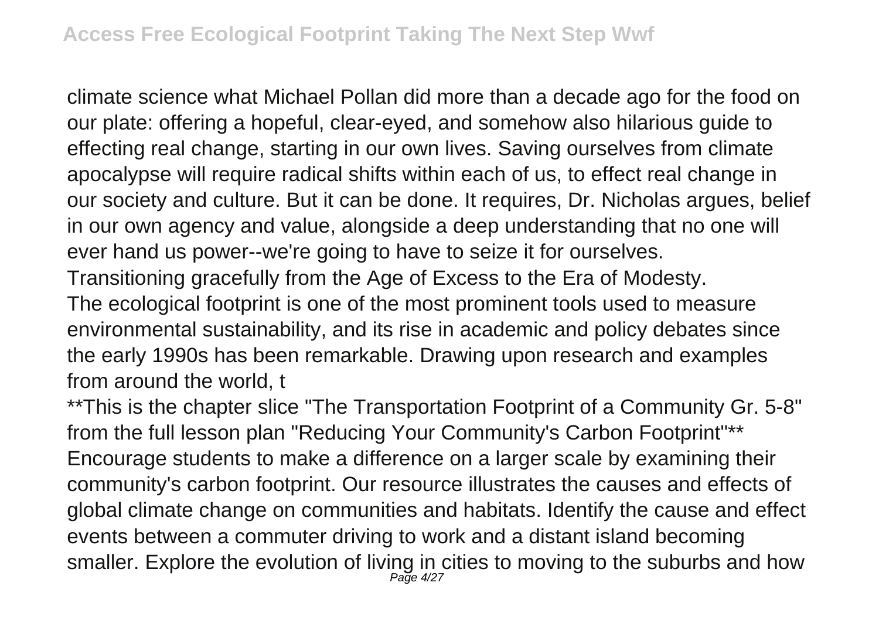climate science what Michael Pollan did more than a decade ago for the food on our plate: offering a hopeful, clear-eyed, and somehow also hilarious guide to effecting real change, starting in our own lives. Saving ourselves from climate apocalypse will require radical shifts within each of us, to effect real change in our society and culture. But it can be done. It requires, Dr. Nicholas argues, belief in our own agency and value, alongside a deep understanding that no one will ever hand us power--we're going to have to seize it for ourselves.

Transitioning gracefully from the Age of Excess to the Era of Modesty.

The ecological footprint is one of the most prominent tools used to measure environmental sustainability, and its rise in academic and policy debates since the early 1990s has been remarkable. Drawing upon research and examples from around the world, t

**This is the chapter slice "The Transportation Footprint of a Community Gr. 5-8" from the full lesson plan "Reducing Your Community's Carbon Footprint"** Encourage students to make a difference on a larger scale by examining their community's carbon footprint. Our resource illustrates the causes and effects of global climate change on communities and habitats. Identify the cause and effect events between a commuter driving to work and a distant island becoming smaller. Explore the evolution of living in cities to moving to the suburbs and how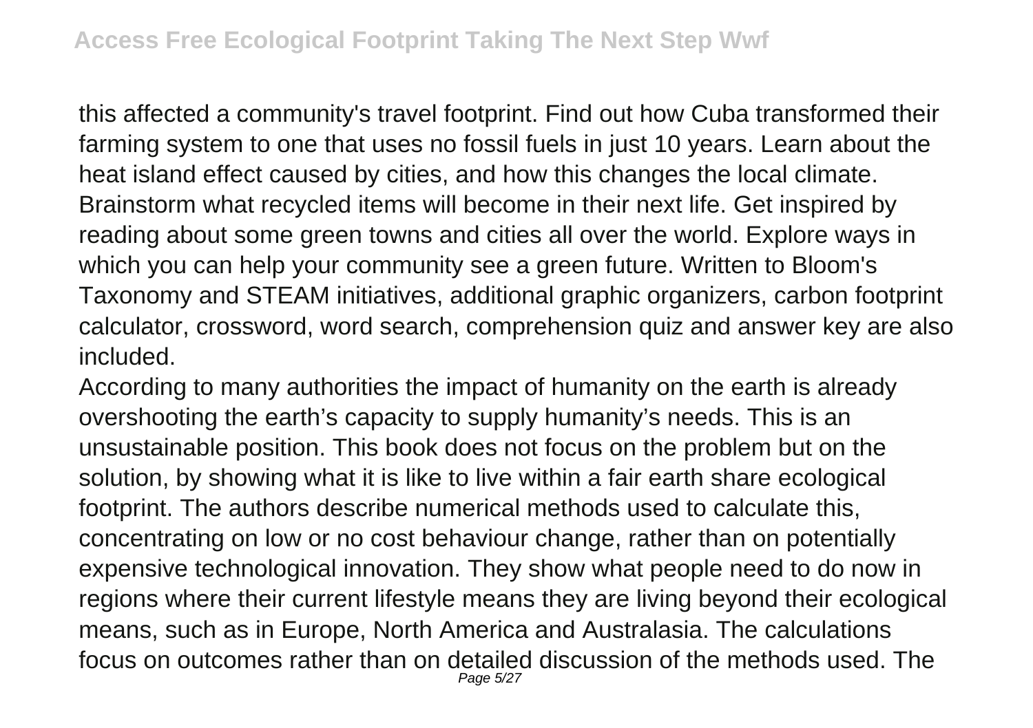this affected a community's travel footprint. Find out how Cuba transformed their farming system to one that uses no fossil fuels in just 10 years. Learn about the heat island effect caused by cities, and how this changes the local climate. Brainstorm what recycled items will become in their next life. Get inspired by reading about some green towns and cities all over the world. Explore ways in which you can help your community see a green future. Written to Bloom's Taxonomy and STEAM initiatives, additional graphic organizers, carbon footprint calculator, crossword, word search, comprehension quiz and answer key are also included.

According to many authorities the impact of humanity on the earth is already overshooting the earth's capacity to supply humanity's needs. This is an unsustainable position. This book does not focus on the problem but on the solution, by showing what it is like to live within a fair earth share ecological footprint. The authors describe numerical methods used to calculate this, concentrating on low or no cost behaviour change, rather than on potentially expensive technological innovation. They show what people need to do now in regions where their current lifestyle means they are living beyond their ecological means, such as in Europe, North America and Australasia. The calculations focus on outcomes rather than on detailed discussion of the methods used. The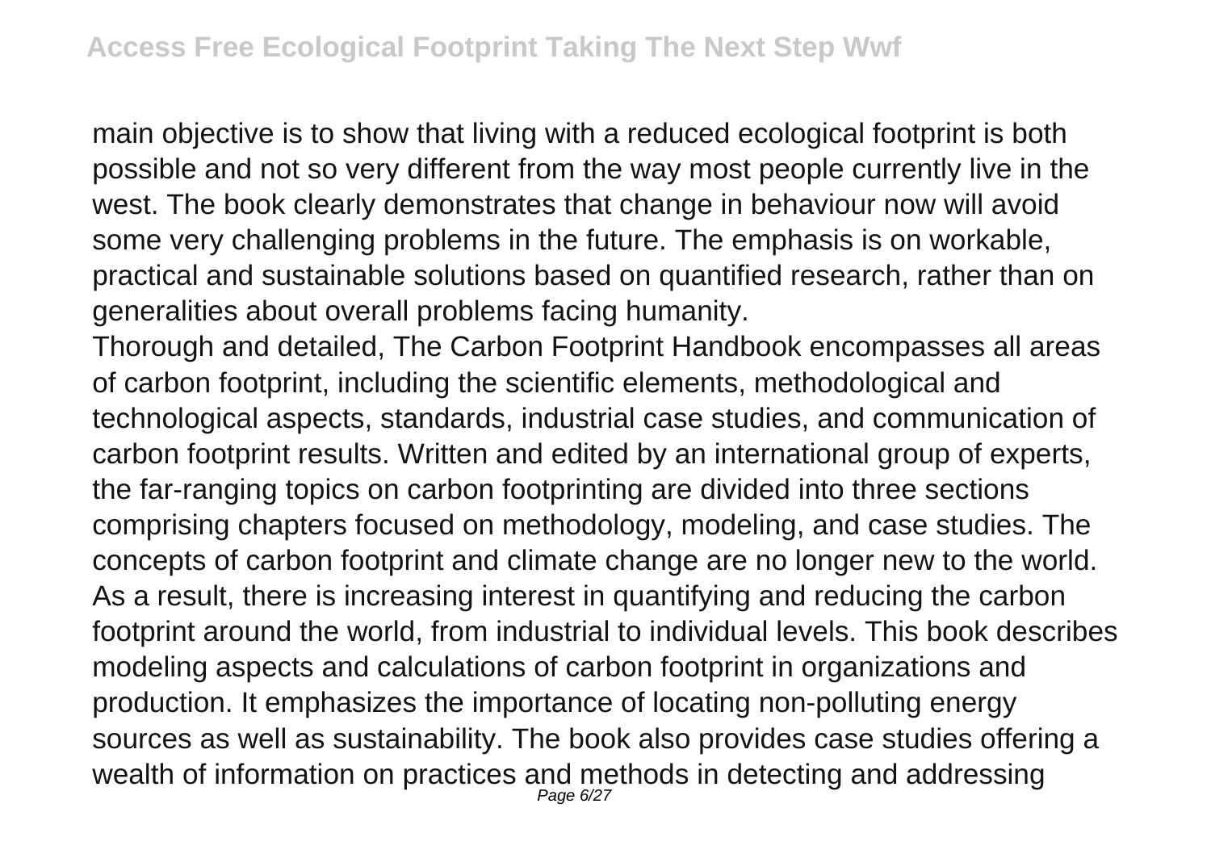main objective is to show that living with a reduced ecological footprint is both possible and not so very different from the way most people currently live in the west. The book clearly demonstrates that change in behaviour now will avoid some very challenging problems in the future. The emphasis is on workable, practical and sustainable solutions based on quantified research, rather than on generalities about overall problems facing humanity.

Thorough and detailed, The Carbon Footprint Handbook encompasses all areas of carbon footprint, including the scientific elements, methodological and technological aspects, standards, industrial case studies, and communication of carbon footprint results. Written and edited by an international group of experts, the far-ranging topics on carbon footprinting are divided into three sections comprising chapters focused on methodology, modeling, and case studies. The concepts of carbon footprint and climate change are no longer new to the world. As a result, there is increasing interest in quantifying and reducing the carbon footprint around the world, from industrial to individual levels. This book describes modeling aspects and calculations of carbon footprint in organizations and production. It emphasizes the importance of locating non-polluting energy sources as well as sustainability. The book also provides case studies offering a wealth of information on practices and methods in detecting and addressing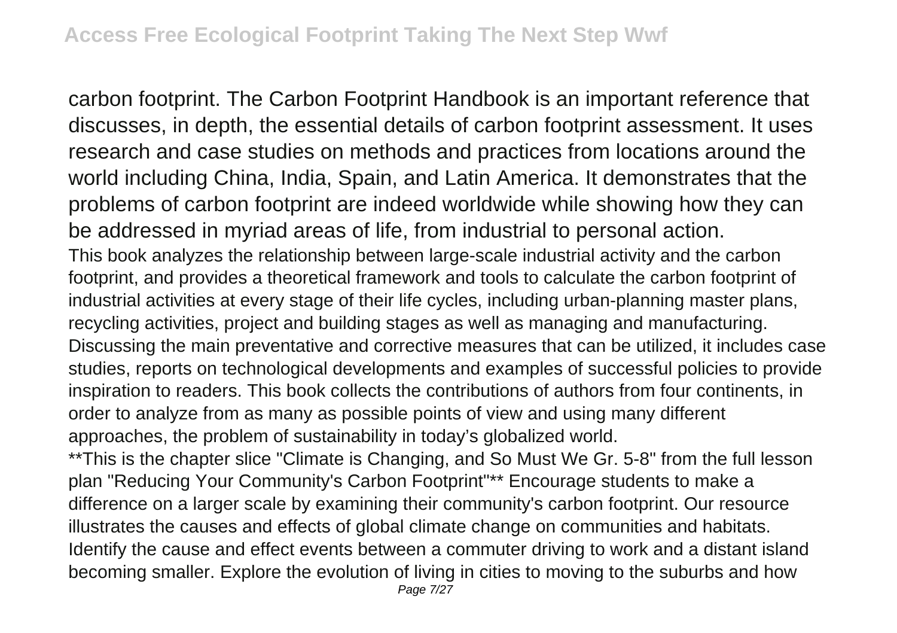carbon footprint. The Carbon Footprint Handbook is an important reference that discusses, in depth, the essential details of carbon footprint assessment. It uses research and case studies on methods and practices from locations around the world including China, India, Spain, and Latin America. It demonstrates that the problems of carbon footprint are indeed worldwide while showing how they can be addressed in myriad areas of life, from industrial to personal action.

This book analyzes the relationship between large-scale industrial activity and the carbon footprint, and provides a theoretical framework and tools to calculate the carbon footprint of industrial activities at every stage of their life cycles, including urban-planning master plans, recycling activities, project and building stages as well as managing and manufacturing. Discussing the main preventative and corrective measures that can be utilized, it includes case studies, reports on technological developments and examples of successful policies to provide inspiration to readers. This book collects the contributions of authors from four continents, in order to analyze from as many as possible points of view and using many different approaches, the problem of sustainability in today's globalized world.

**This is the chapter slice "Climate is Changing, and So Must We Gr. 5-8" from the full lesson plan "Reducing Your Community's Carbon Footprint"** Encourage students to make a difference on a larger scale by examining their community's carbon footprint. Our resource illustrates the causes and effects of global climate change on communities and habitats. Identify the cause and effect events between a commuter driving to work and a distant island becoming smaller. Explore the evolution of living in cities to moving to the suburbs and how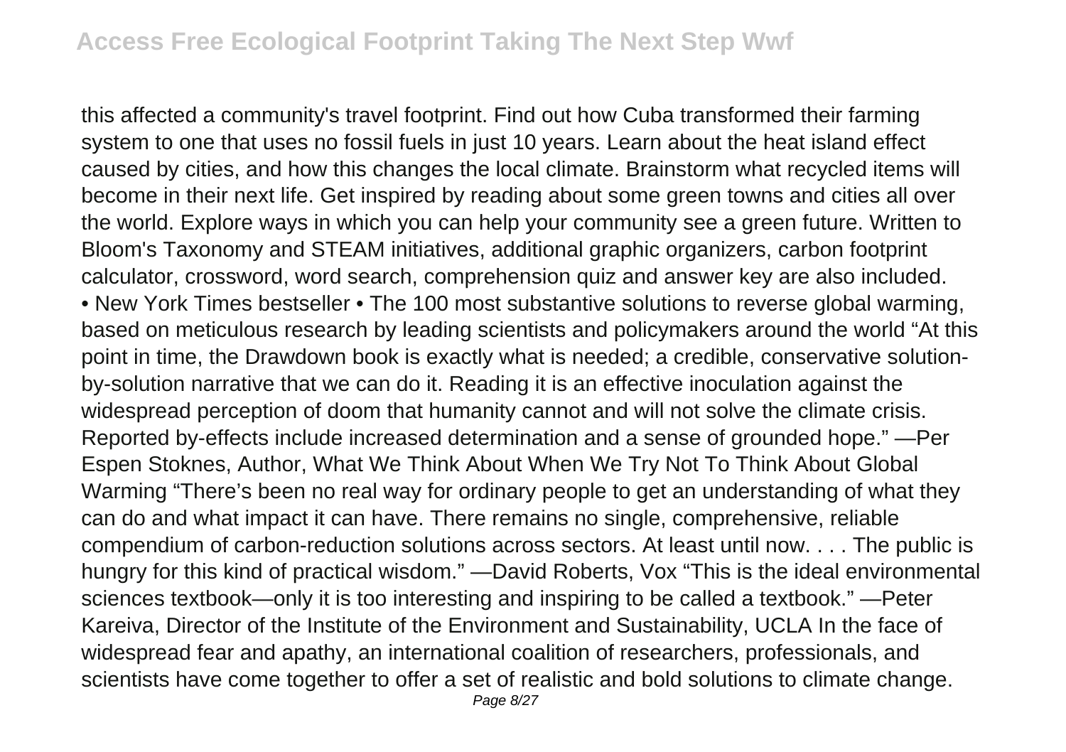this affected a community's travel footprint. Find out how Cuba transformed their farming system to one that uses no fossil fuels in just 10 years. Learn about the heat island effect caused by cities, and how this changes the local climate. Brainstorm what recycled items will become in their next life. Get inspired by reading about some green towns and cities all over the world. Explore ways in which you can help your community see a green future. Written to Bloom's Taxonomy and STEAM initiatives, additional graphic organizers, carbon footprint calculator, crossword, word search, comprehension quiz and answer key are also included.

• New York Times bestseller • The 100 most substantive solutions to reverse global warming, based on meticulous research by leading scientists and policymakers around the world "At this point in time, the Drawdown book is exactly what is needed; a credible, conservative solution-by-solution narrative that we can do it. Reading it is an effective inoculation against the widespread perception of doom that humanity cannot and will not solve the climate crisis. Reported by-effects include increased determination and a sense of grounded hope." —Per Espen Stoknes, Author, What We Think About When We Try Not To Think About Global Warming "There's been no real way for ordinary people to get an understanding of what they can do and what impact it can have. There remains no single, comprehensive, reliable compendium of carbon-reduction solutions across sectors. At least until now. . . . The public is hungry for this kind of practical wisdom." —David Roberts, Vox "This is the ideal environmental sciences textbook—only it is too interesting and inspiring to be called a textbook." —Peter Kareiva, Director of the Institute of the Environment and Sustainability, UCLA In the face of widespread fear and apathy, an international coalition of researchers, professionals, and scientists have come together to offer a set of realistic and bold solutions to climate change.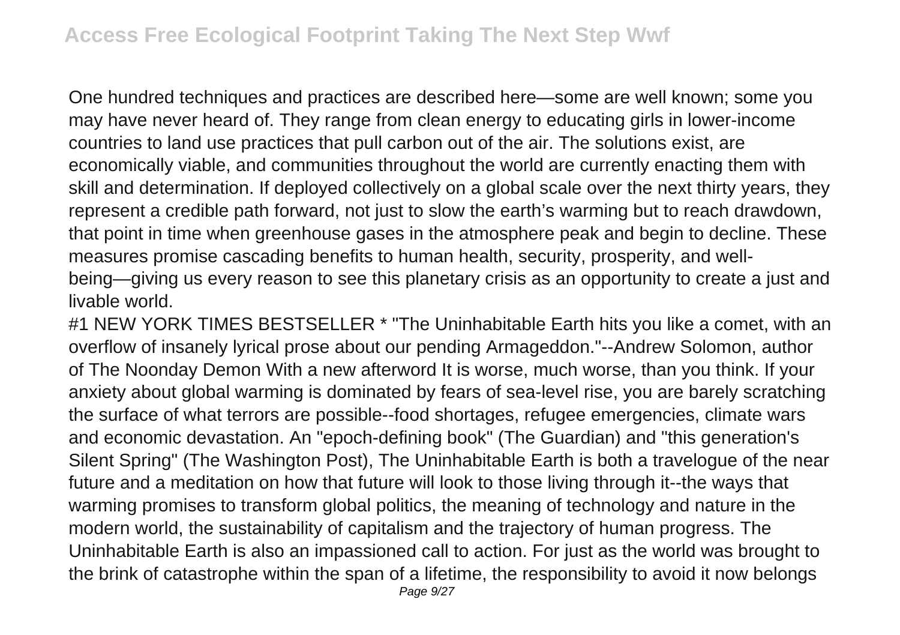One hundred techniques and practices are described here—some are well known; some you may have never heard of. They range from clean energy to educating girls in lower-income countries to land use practices that pull carbon out of the air. The solutions exist, are economically viable, and communities throughout the world are currently enacting them with skill and determination. If deployed collectively on a global scale over the next thirty years, they represent a credible path forward, not just to slow the earth's warming but to reach drawdown, that point in time when greenhouse gases in the atmosphere peak and begin to decline. These measures promise cascading benefits to human health, security, prosperity, and well-being—giving us every reason to see this planetary crisis as an opportunity to create a just and livable world.

#1 NEW YORK TIMES BESTSELLER * "The Uninhabitable Earth hits you like a comet, with an overflow of insanely lyrical prose about our pending Armageddon."--Andrew Solomon, author of The Noonday Demon With a new afterword It is worse, much worse, than you think. If your anxiety about global warming is dominated by fears of sea-level rise, you are barely scratching the surface of what terrors are possible--food shortages, refugee emergencies, climate wars and economic devastation. An "epoch-defining book" (The Guardian) and "this generation's Silent Spring" (The Washington Post), The Uninhabitable Earth is both a travelogue of the near future and a meditation on how that future will look to those living through it--the ways that warming promises to transform global politics, the meaning of technology and nature in the modern world, the sustainability of capitalism and the trajectory of human progress. The Uninhabitable Earth is also an impassioned call to action. For just as the world was brought to the brink of catastrophe within the span of a lifetime, the responsibility to avoid it now belongs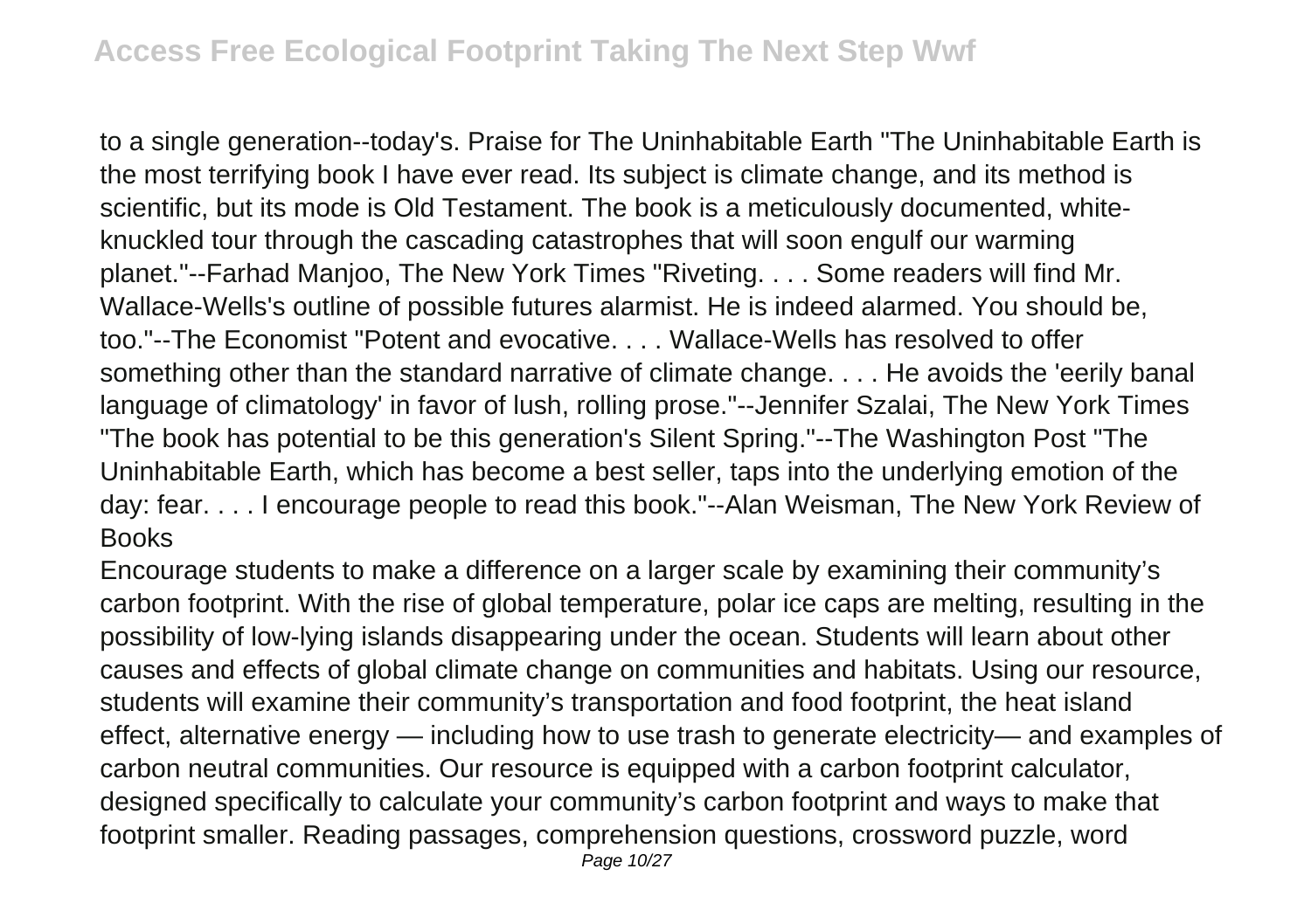to a single generation--today's. Praise for The Uninhabitable Earth "The Uninhabitable Earth is the most terrifying book I have ever read. Its subject is climate change, and its method is scientific, but its mode is Old Testament. The book is a meticulously documented, white-knuckled tour through the cascading catastrophes that will soon engulf our warming planet."--Farhad Manjoo, The New York Times "Riveting. . . . Some readers will find Mr. Wallace-Wells's outline of possible futures alarmist. He is indeed alarmed. You should be, too."--The Economist "Potent and evocative. . . . Wallace-Wells has resolved to offer something other than the standard narrative of climate change. . . . He avoids the 'eerily banal language of climatology' in favor of lush, rolling prose."--Jennifer Szalai, The New York Times "The book has potential to be this generation's Silent Spring."--The Washington Post "The Uninhabitable Earth, which has become a best seller, taps into the underlying emotion of the day: fear. . . . I encourage people to read this book."--Alan Weisman, The New York Review of Books

Encourage students to make a difference on a larger scale by examining their community's carbon footprint. With the rise of global temperature, polar ice caps are melting, resulting in the possibility of low-lying islands disappearing under the ocean. Students will learn about other causes and effects of global climate change on communities and habitats. Using our resource, students will examine their community's transportation and food footprint, the heat island effect, alternative energy — including how to use trash to generate electricity— and examples of carbon neutral communities. Our resource is equipped with a carbon footprint calculator, designed specifically to calculate your community's carbon footprint and ways to make that footprint smaller. Reading passages, comprehension questions, crossword puzzle, word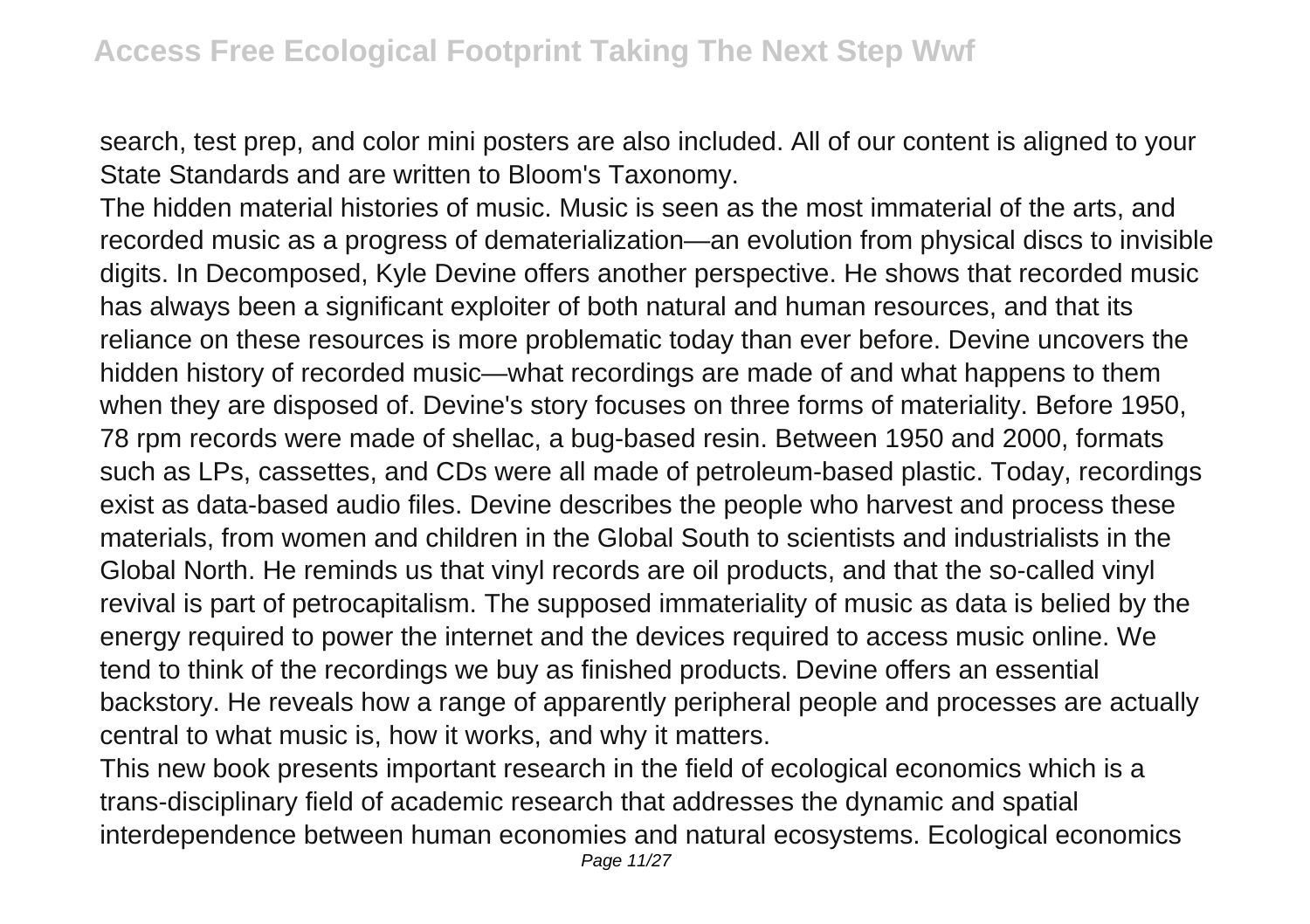search, test prep, and color mini posters are also included. All of our content is aligned to your State Standards and are written to Bloom's Taxonomy.

The hidden material histories of music. Music is seen as the most immaterial of the arts, and recorded music as a progress of dematerialization—an evolution from physical discs to invisible digits. In Decomposed, Kyle Devine offers another perspective. He shows that recorded music has always been a significant exploiter of both natural and human resources, and that its reliance on these resources is more problematic today than ever before. Devine uncovers the hidden history of recorded music—what recordings are made of and what happens to them when they are disposed of. Devine's story focuses on three forms of materiality. Before 1950, 78 rpm records were made of shellac, a bug-based resin. Between 1950 and 2000, formats such as LPs, cassettes, and CDs were all made of petroleum-based plastic. Today, recordings exist as data-based audio files. Devine describes the people who harvest and process these materials, from women and children in the Global South to scientists and industrialists in the Global North. He reminds us that vinyl records are oil products, and that the so-called vinyl revival is part of petrocapitalism. The supposed immateriality of music as data is belied by the energy required to power the internet and the devices required to access music online. We tend to think of the recordings we buy as finished products. Devine offers an essential backstory. He reveals how a range of apparently peripheral people and processes are actually central to what music is, how it works, and why it matters.

This new book presents important research in the field of ecological economics which is a trans-disciplinary field of academic research that addresses the dynamic and spatial interdependence between human economies and natural ecosystems. Ecological economics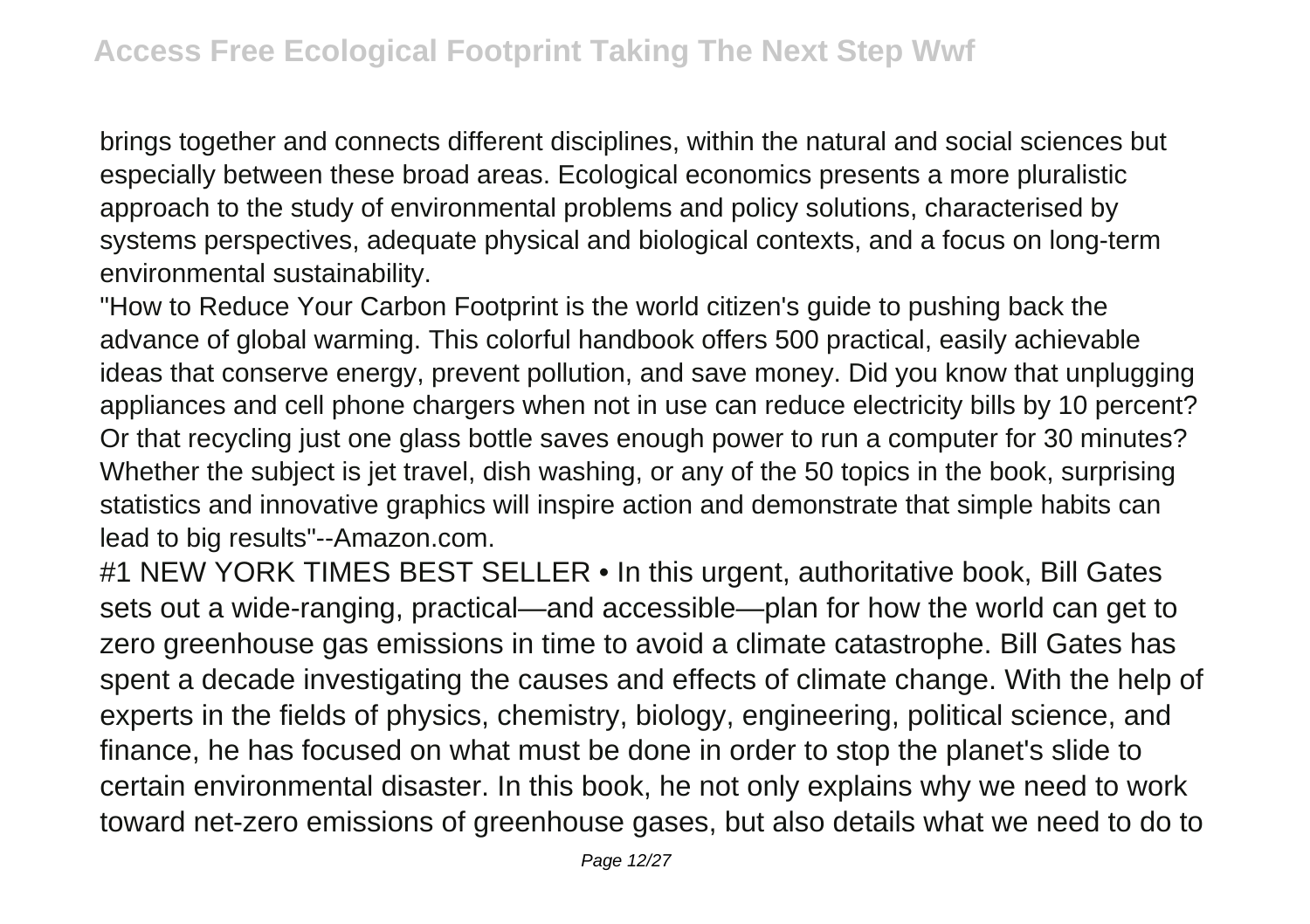brings together and connects different disciplines, within the natural and social sciences but especially between these broad areas. Ecological economics presents a more pluralistic approach to the study of environmental problems and policy solutions, characterised by systems perspectives, adequate physical and biological contexts, and a focus on long-term environmental sustainability.

"How to Reduce Your Carbon Footprint is the world citizen's guide to pushing back the advance of global warming. This colorful handbook offers 500 practical, easily achievable ideas that conserve energy, prevent pollution, and save money. Did you know that unplugging appliances and cell phone chargers when not in use can reduce electricity bills by 10 percent? Or that recycling just one glass bottle saves enough power to run a computer for 30 minutes? Whether the subject is jet travel, dish washing, or any of the 50 topics in the book, surprising statistics and innovative graphics will inspire action and demonstrate that simple habits can lead to big results"--Amazon.com.

#1 NEW YORK TIMES BEST SELLER • In this urgent, authoritative book, Bill Gates sets out a wide-ranging, practical—and accessible—plan for how the world can get to zero greenhouse gas emissions in time to avoid a climate catastrophe. Bill Gates has spent a decade investigating the causes and effects of climate change. With the help of experts in the fields of physics, chemistry, biology, engineering, political science, and finance, he has focused on what must be done in order to stop the planet's slide to certain environmental disaster. In this book, he not only explains why we need to work toward net-zero emissions of greenhouse gases, but also details what we need to do to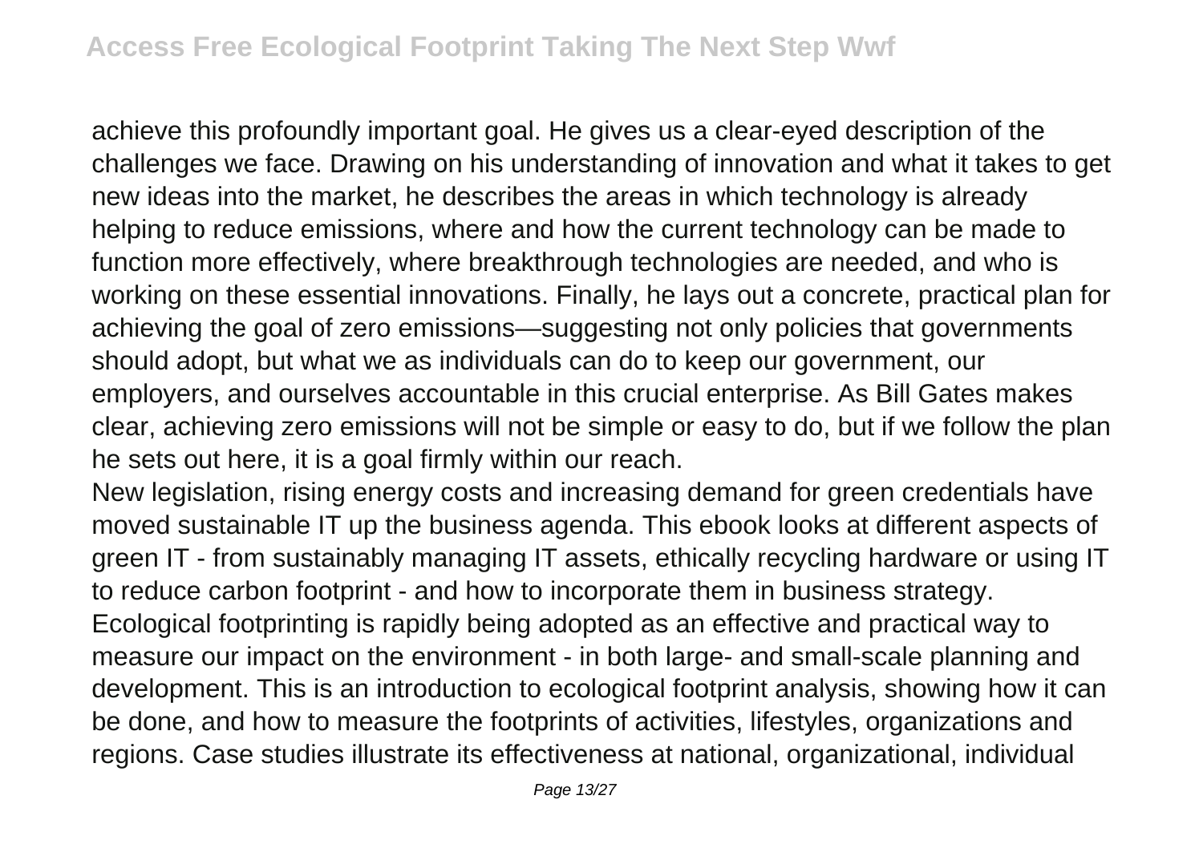achieve this profoundly important goal. He gives us a clear-eyed description of the challenges we face. Drawing on his understanding of innovation and what it takes to get new ideas into the market, he describes the areas in which technology is already helping to reduce emissions, where and how the current technology can be made to function more effectively, where breakthrough technologies are needed, and who is working on these essential innovations. Finally, he lays out a concrete, practical plan for achieving the goal of zero emissions—suggesting not only policies that governments should adopt, but what we as individuals can do to keep our government, our employers, and ourselves accountable in this crucial enterprise. As Bill Gates makes clear, achieving zero emissions will not be simple or easy to do, but if we follow the plan he sets out here, it is a goal firmly within our reach.

New legislation, rising energy costs and increasing demand for green credentials have moved sustainable IT up the business agenda. This ebook looks at different aspects of green IT - from sustainably managing IT assets, ethically recycling hardware or using IT to reduce carbon footprint - and how to incorporate them in business strategy.

Ecological footprinting is rapidly being adopted as an effective and practical way to measure our impact on the environment - in both large- and small-scale planning and development. This is an introduction to ecological footprint analysis, showing how it can be done, and how to measure the footprints of activities, lifestyles, organizations and regions. Case studies illustrate its effectiveness at national, organizational, individual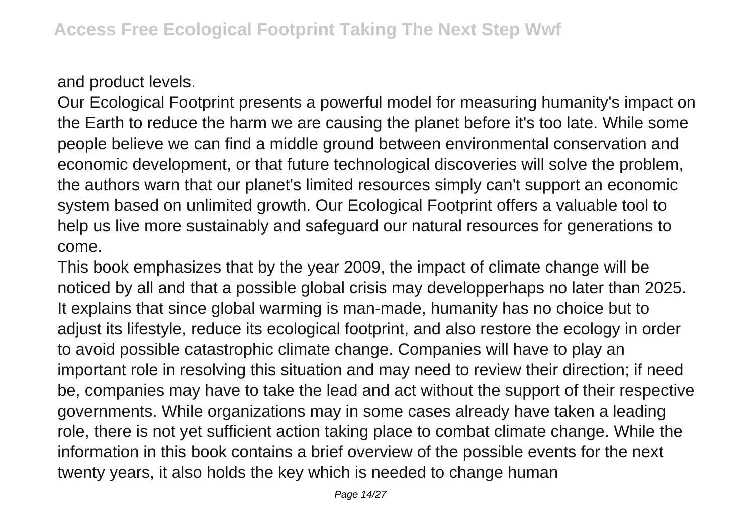and product levels.

Our Ecological Footprint presents a powerful model for measuring humanity's impact on the Earth to reduce the harm we are causing the planet before it's too late. While some people believe we can find a middle ground between environmental conservation and economic development, or that future technological discoveries will solve the problem, the authors warn that our planet's limited resources simply can't support an economic system based on unlimited growth. Our Ecological Footprint offers a valuable tool to help us live more sustainably and safeguard our natural resources for generations to come.

This book emphasizes that by the year 2009, the impact of climate change will be noticed by all and that a possible global crisis may developperhaps no later than 2025. It explains that since global warming is man-made, humanity has no choice but to adjust its lifestyle, reduce its ecological footprint, and also restore the ecology in order to avoid possible catastrophic climate change. Companies will have to play an important role in resolving this situation and may need to review their direction; if need be, companies may have to take the lead and act without the support of their respective governments. While organizations may in some cases already have taken a leading role, there is not yet sufficient action taking place to combat climate change. While the information in this book contains a brief overview of the possible events for the next twenty years, it also holds the key which is needed to change human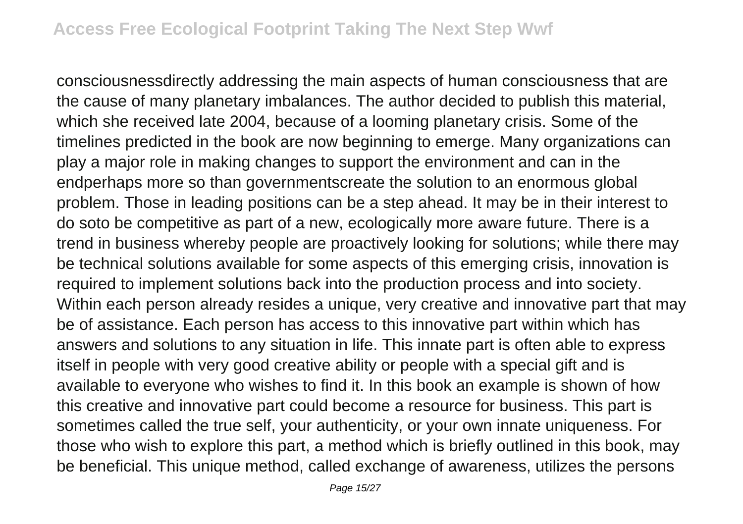consciousnessdirectly addressing the main aspects of human consciousness that are the cause of many planetary imbalances. The author decided to publish this material, which she received late 2004, because of a looming planetary crisis. Some of the timelines predicted in the book are now beginning to emerge. Many organizations can play a major role in making changes to support the environment and can in the endperhaps more so than governmentscreate the solution to an enormous global problem. Those in leading positions can be a step ahead. It may be in their interest to do soto be competitive as part of a new, ecologically more aware future. There is a trend in business whereby people are proactively looking for solutions; while there may be technical solutions available for some aspects of this emerging crisis, innovation is required to implement solutions back into the production process and into society. Within each person already resides a unique, very creative and innovative part that may be of assistance. Each person has access to this innovative part within which has answers and solutions to any situation in life. This innate part is often able to express itself in people with very good creative ability or people with a special gift and is available to everyone who wishes to find it. In this book an example is shown of how this creative and innovative part could become a resource for business. This part is sometimes called the true self, your authenticity, or your own innate uniqueness. For those who wish to explore this part, a method which is briefly outlined in this book, may be beneficial. This unique method, called exchange of awareness, utilizes the persons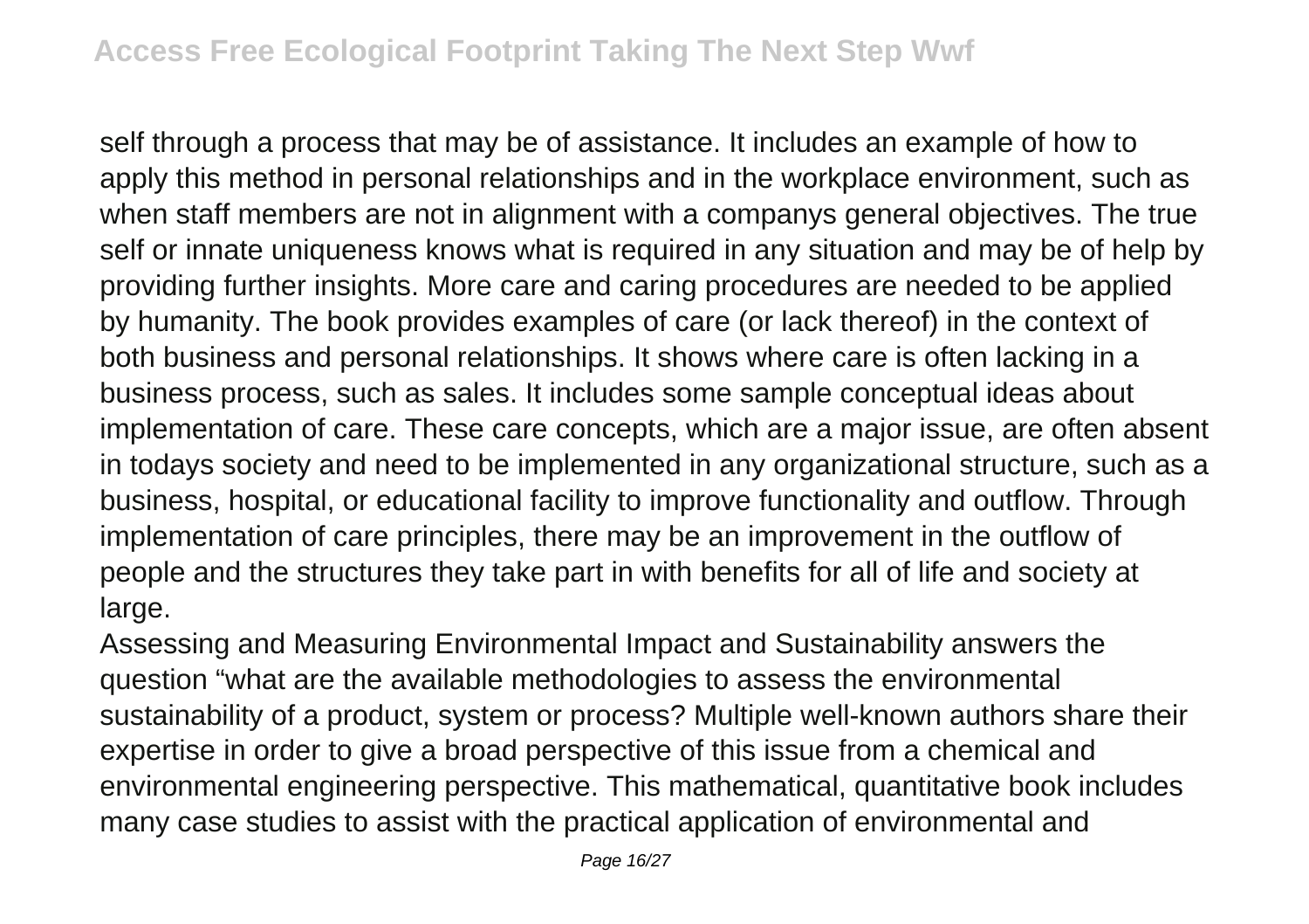self through a process that may be of assistance. It includes an example of how to apply this method in personal relationships and in the workplace environment, such as when staff members are not in alignment with a companys general objectives. The true self or innate uniqueness knows what is required in any situation and may be of help by providing further insights. More care and caring procedures are needed to be applied by humanity. The book provides examples of care (or lack thereof) in the context of both business and personal relationships. It shows where care is often lacking in a business process, such as sales. It includes some sample conceptual ideas about implementation of care. These care concepts, which are a major issue, are often absent in todays society and need to be implemented in any organizational structure, such as a business, hospital, or educational facility to improve functionality and outflow. Through implementation of care principles, there may be an improvement in the outflow of people and the structures they take part in with benefits for all of life and society at large.

Assessing and Measuring Environmental Impact and Sustainability answers the question "what are the available methodologies to assess the environmental sustainability of a product, system or process? Multiple well-known authors share their expertise in order to give a broad perspective of this issue from a chemical and environmental engineering perspective. This mathematical, quantitative book includes many case studies to assist with the practical application of environmental and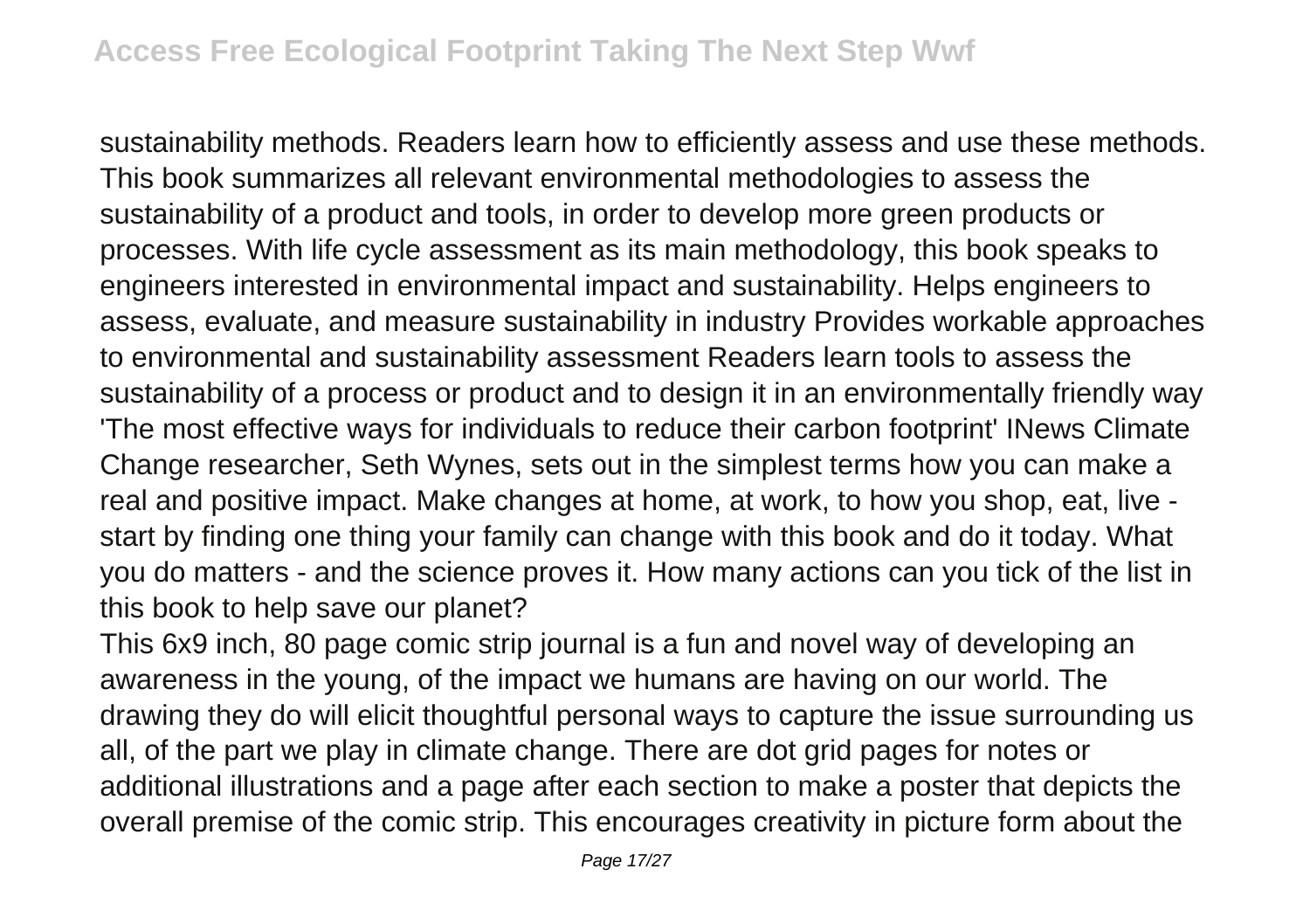sustainability methods. Readers learn how to efficiently assess and use these methods. This book summarizes all relevant environmental methodologies to assess the sustainability of a product and tools, in order to develop more green products or processes. With life cycle assessment as its main methodology, this book speaks to engineers interested in environmental impact and sustainability. Helps engineers to assess, evaluate, and measure sustainability in industry Provides workable approaches to environmental and sustainability assessment Readers learn tools to assess the sustainability of a process or product and to design it in an environmentally friendly way 'The most effective ways for individuals to reduce their carbon footprint' INews Climate Change researcher, Seth Wynes, sets out in the simplest terms how you can make a real and positive impact. Make changes at home, at work, to how you shop, eat, live - start by finding one thing your family can change with this book and do it today. What you do matters - and the science proves it. How many actions can you tick of the list in this book to help save our planet?

This 6x9 inch, 80 page comic strip journal is a fun and novel way of developing an awareness in the young, of the impact we humans are having on our world. The drawing they do will elicit thoughtful personal ways to capture the issue surrounding us all, of the part we play in climate change. There are dot grid pages for notes or additional illustrations and a page after each section to make a poster that depicts the overall premise of the comic strip. This encourages creativity in picture form about the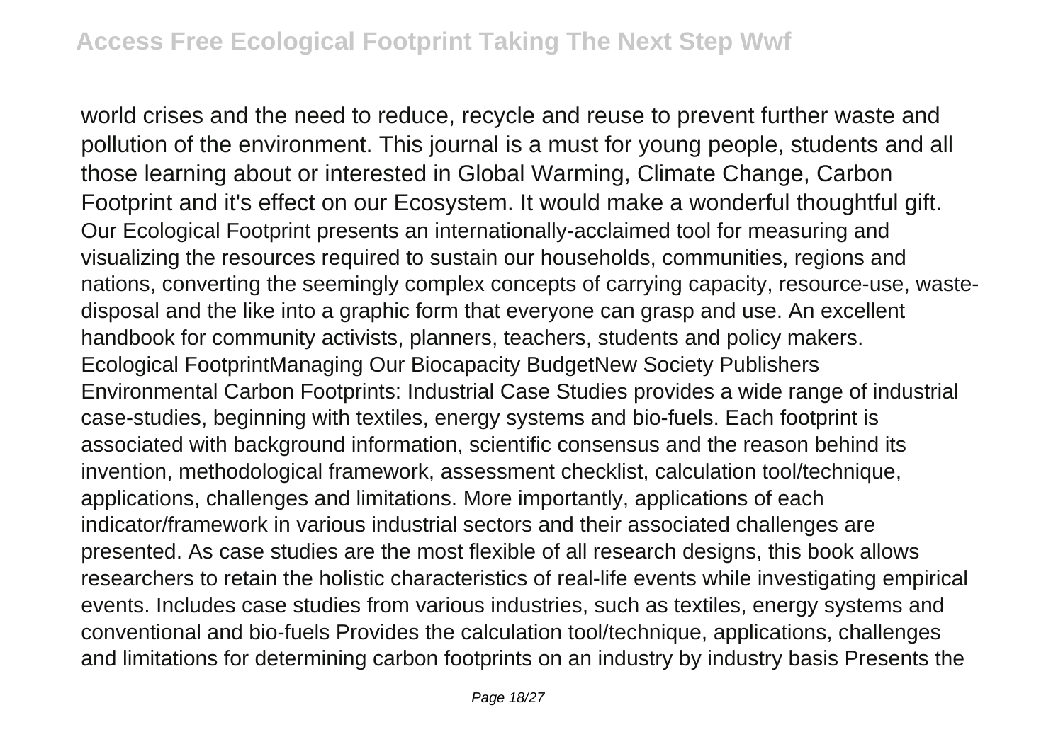world crises and the need to reduce, recycle and reuse to prevent further waste and pollution of the environment. This journal is a must for young people, students and all those learning about or interested in Global Warming, Climate Change, Carbon Footprint and it's effect on our Ecosystem. It would make a wonderful thoughtful gift.

Our Ecological Footprint presents an internationally-acclaimed tool for measuring and visualizing the resources required to sustain our households, communities, regions and nations, converting the seemingly complex concepts of carrying capacity, resource-use, waste-disposal and the like into a graphic form that everyone can grasp and use. An excellent handbook for community activists, planners, teachers, students and policy makers.

Ecological FootprintManaging Our Biocapacity BudgetNew Society Publishers

Environmental Carbon Footprints: Industrial Case Studies provides a wide range of industrial case-studies, beginning with textiles, energy systems and bio-fuels. Each footprint is associated with background information, scientific consensus and the reason behind its invention, methodological framework, assessment checklist, calculation tool/technique, applications, challenges and limitations. More importantly, applications of each indicator/framework in various industrial sectors and their associated challenges are presented. As case studies are the most flexible of all research designs, this book allows researchers to retain the holistic characteristics of real-life events while investigating empirical events. Includes case studies from various industries, such as textiles, energy systems and conventional and bio-fuels Provides the calculation tool/technique, applications, challenges and limitations for determining carbon footprints on an industry by industry basis Presents the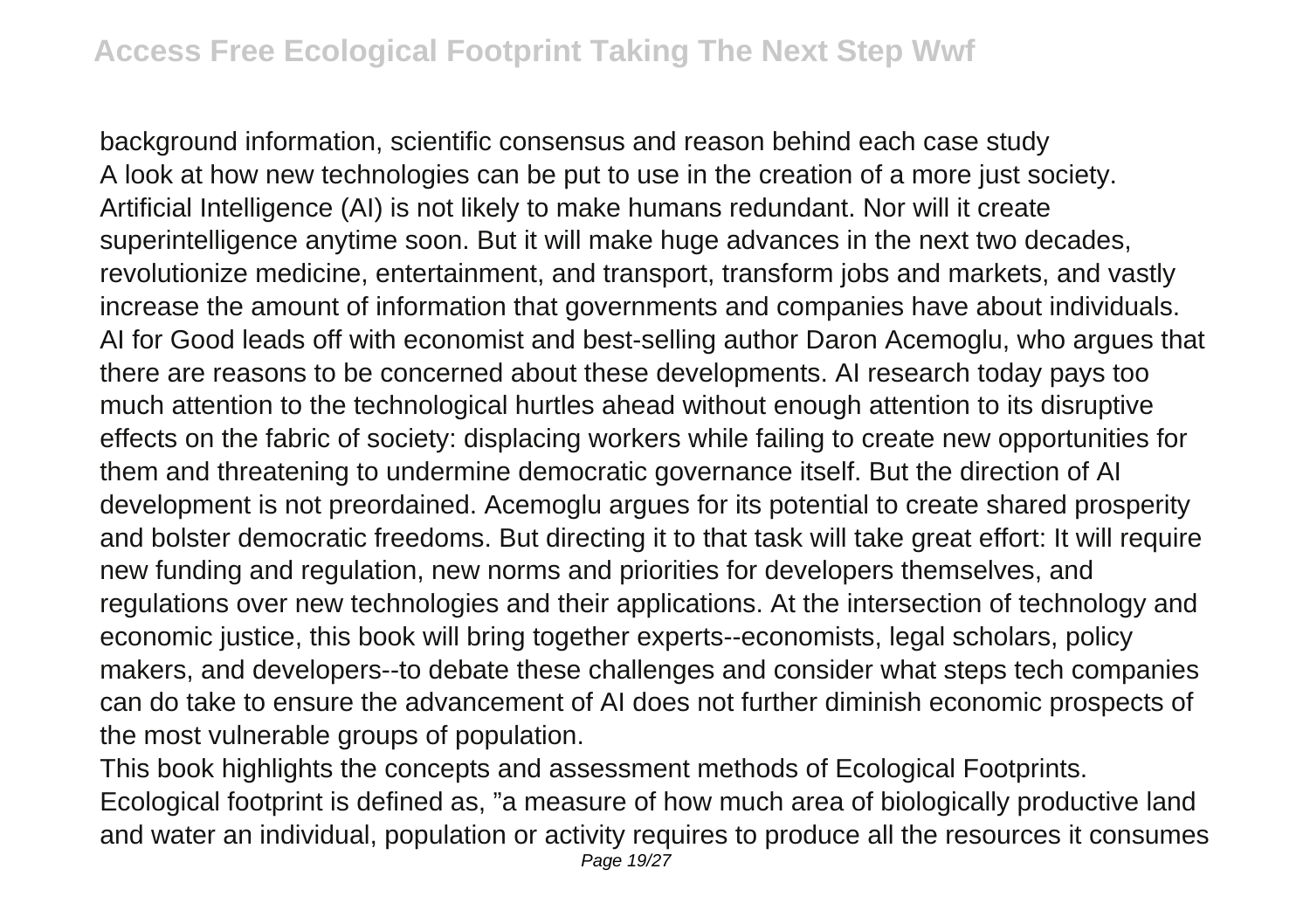background information, scientific consensus and reason behind each case study

A look at how new technologies can be put to use in the creation of a more just society. Artificial Intelligence (AI) is not likely to make humans redundant. Nor will it create superintelligence anytime soon. But it will make huge advances in the next two decades, revolutionize medicine, entertainment, and transport, transform jobs and markets, and vastly increase the amount of information that governments and companies have about individuals. AI for Good leads off with economist and best-selling author Daron Acemoglu, who argues that there are reasons to be concerned about these developments. AI research today pays too much attention to the technological hurtles ahead without enough attention to its disruptive effects on the fabric of society: displacing workers while failing to create new opportunities for them and threatening to undermine democratic governance itself. But the direction of AI development is not preordained. Acemoglu argues for its potential to create shared prosperity and bolster democratic freedoms. But directing it to that task will take great effort: It will require new funding and regulation, new norms and priorities for developers themselves, and regulations over new technologies and their applications. At the intersection of technology and economic justice, this book will bring together experts--economists, legal scholars, policy makers, and developers--to debate these challenges and consider what steps tech companies can do take to ensure the advancement of AI does not further diminish economic prospects of the most vulnerable groups of population.

This book highlights the concepts and assessment methods of Ecological Footprints. Ecological footprint is defined as, "a measure of how much area of biologically productive land and water an individual, population or activity requires to produce all the resources it consumes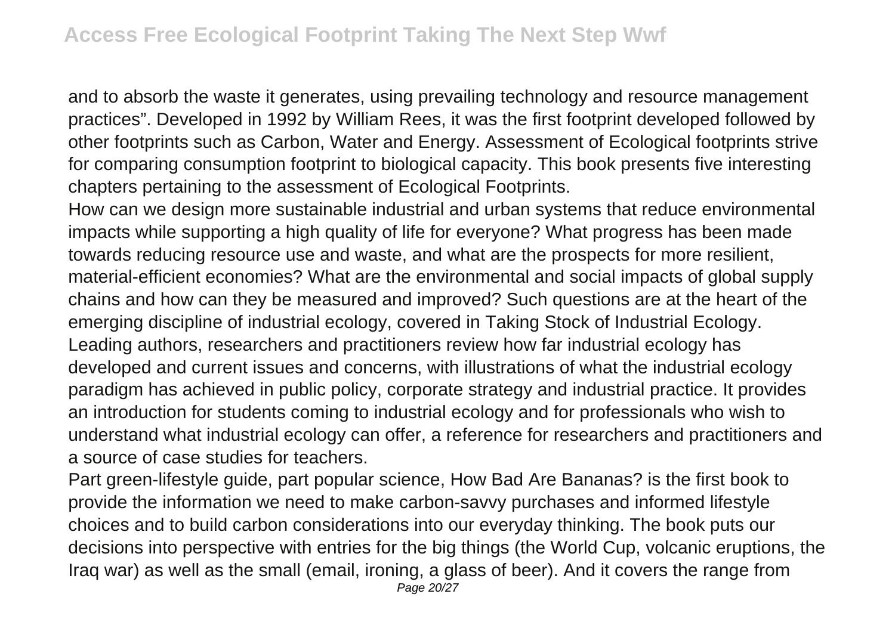and to absorb the waste it generates, using prevailing technology and resource management practices". Developed in 1992 by William Rees, it was the first footprint developed followed by other footprints such as Carbon, Water and Energy. Assessment of Ecological footprints strive for comparing consumption footprint to biological capacity. This book presents five interesting chapters pertaining to the assessment of Ecological Footprints.

How can we design more sustainable industrial and urban systems that reduce environmental impacts while supporting a high quality of life for everyone? What progress has been made towards reducing resource use and waste, and what are the prospects for more resilient, material-efficient economies? What are the environmental and social impacts of global supply chains and how can they be measured and improved? Such questions are at the heart of the emerging discipline of industrial ecology, covered in Taking Stock of Industrial Ecology. Leading authors, researchers and practitioners review how far industrial ecology has developed and current issues and concerns, with illustrations of what the industrial ecology paradigm has achieved in public policy, corporate strategy and industrial practice. It provides an introduction for students coming to industrial ecology and for professionals who wish to understand what industrial ecology can offer, a reference for researchers and practitioners and a source of case studies for teachers.

Part green-lifestyle guide, part popular science, How Bad Are Bananas? is the first book to provide the information we need to make carbon-savvy purchases and informed lifestyle choices and to build carbon considerations into our everyday thinking. The book puts our decisions into perspective with entries for the big things (the World Cup, volcanic eruptions, the Iraq war) as well as the small (email, ironing, a glass of beer). And it covers the range from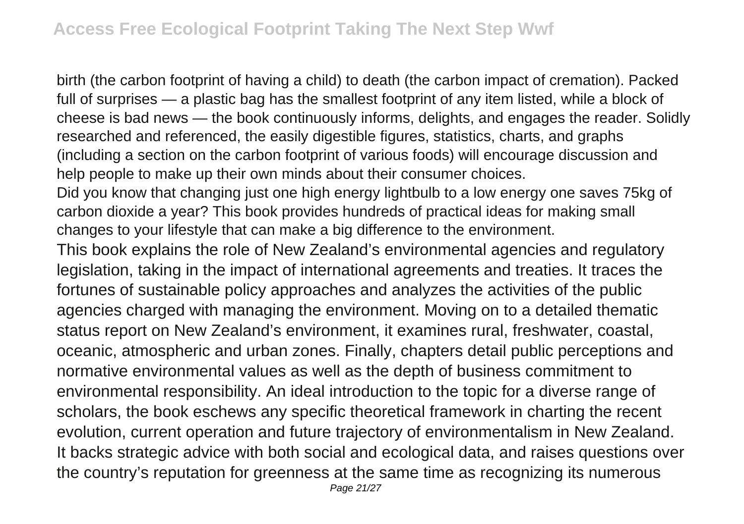birth (the carbon footprint of having a child) to death (the carbon impact of cremation). Packed full of surprises — a plastic bag has the smallest footprint of any item listed, while a block of cheese is bad news — the book continuously informs, delights, and engages the reader. Solidly researched and referenced, the easily digestible figures, statistics, charts, and graphs (including a section on the carbon footprint of various foods) will encourage discussion and help people to make up their own minds about their consumer choices.

Did you know that changing just one high energy lightbulb to a low energy one saves 75kg of carbon dioxide a year? This book provides hundreds of practical ideas for making small changes to your lifestyle that can make a big difference to the environment.

This book explains the role of New Zealand's environmental agencies and regulatory legislation, taking in the impact of international agreements and treaties. It traces the fortunes of sustainable policy approaches and analyzes the activities of the public agencies charged with managing the environment. Moving on to a detailed thematic status report on New Zealand's environment, it examines rural, freshwater, coastal, oceanic, atmospheric and urban zones. Finally, chapters detail public perceptions and normative environmental values as well as the depth of business commitment to environmental responsibility. An ideal introduction to the topic for a diverse range of scholars, the book eschews any specific theoretical framework in charting the recent evolution, current operation and future trajectory of environmentalism in New Zealand. It backs strategic advice with both social and ecological data, and raises questions over the country's reputation for greenness at the same time as recognizing its numerous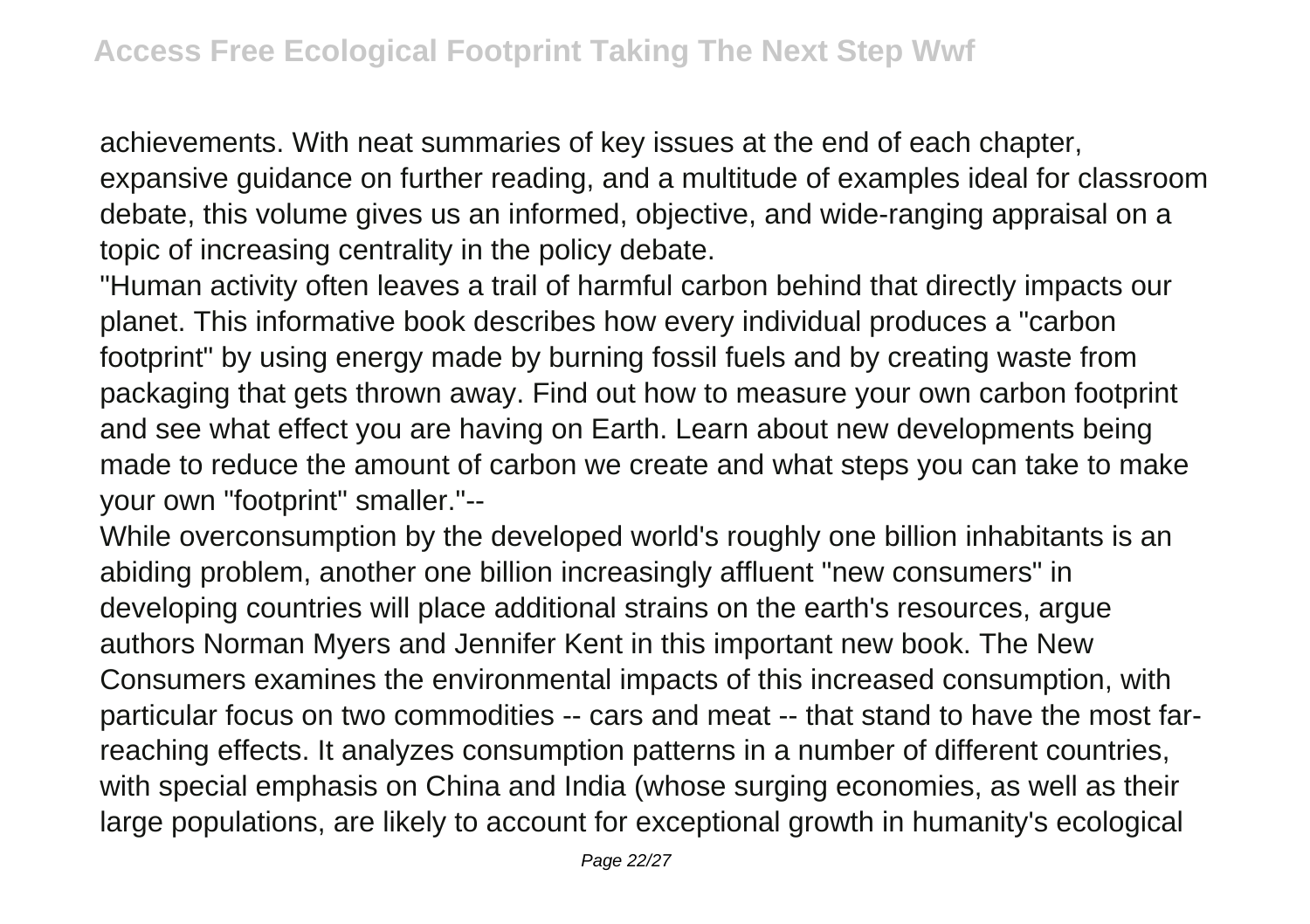achievements. With neat summaries of key issues at the end of each chapter, expansive guidance on further reading, and a multitude of examples ideal for classroom debate, this volume gives us an informed, objective, and wide-ranging appraisal on a topic of increasing centrality in the policy debate.

"Human activity often leaves a trail of harmful carbon behind that directly impacts our planet. This informative book describes how every individual produces a "carbon footprint" by using energy made by burning fossil fuels and by creating waste from packaging that gets thrown away. Find out how to measure your own carbon footprint and see what effect you are having on Earth. Learn about new developments being made to reduce the amount of carbon we create and what steps you can take to make your own "footprint" smaller."--

While overconsumption by the developed world's roughly one billion inhabitants is an abiding problem, another one billion increasingly affluent "new consumers" in developing countries will place additional strains on the earth's resources, argue authors Norman Myers and Jennifer Kent in this important new book. The New Consumers examines the environmental impacts of this increased consumption, with particular focus on two commodities -- cars and meat -- that stand to have the most far-reaching effects. It analyzes consumption patterns in a number of different countries, with special emphasis on China and India (whose surging economies, as well as their large populations, are likely to account for exceptional growth in humanity's ecological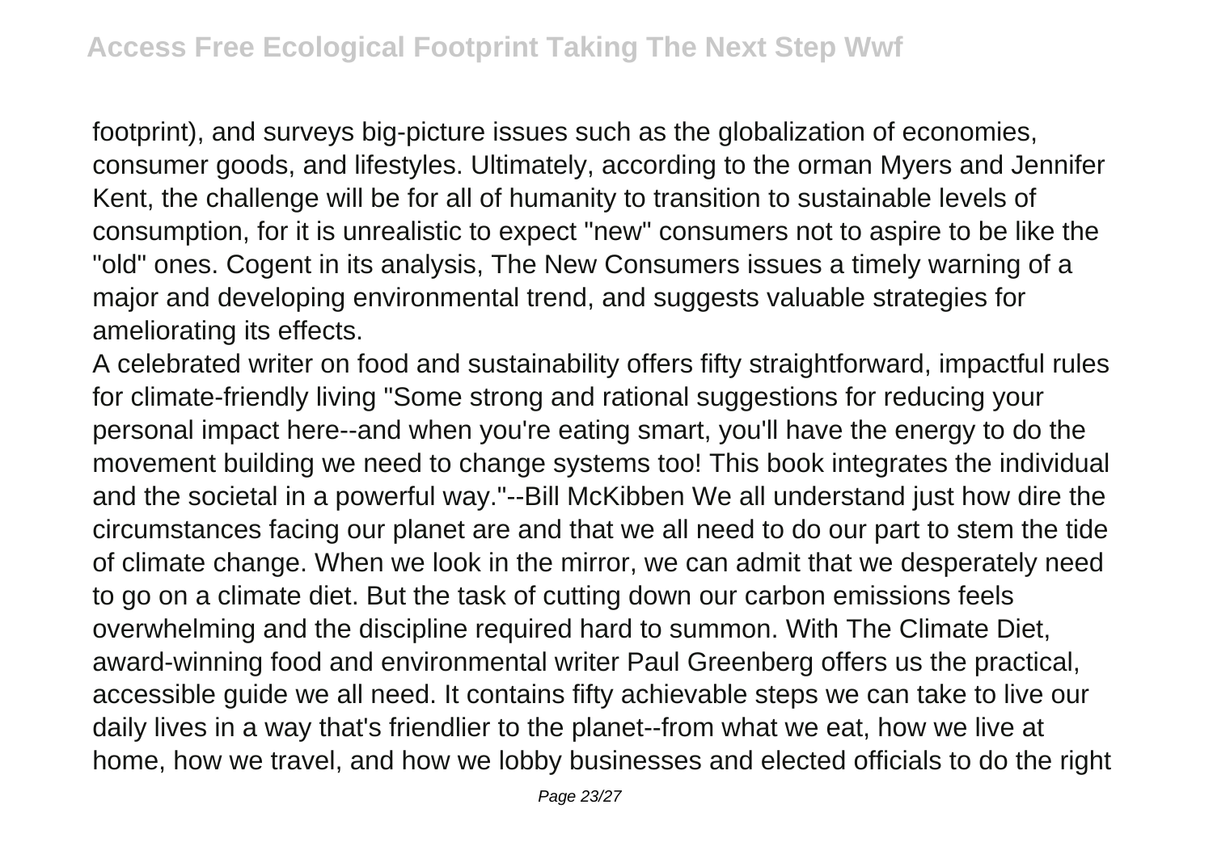footprint), and surveys big-picture issues such as the globalization of economies, consumer goods, and lifestyles. Ultimately, according to the orman Myers and Jennifer Kent, the challenge will be for all of humanity to transition to sustainable levels of consumption, for it is unrealistic to expect "new" consumers not to aspire to be like the "old" ones. Cogent in its analysis, The New Consumers issues a timely warning of a major and developing environmental trend, and suggests valuable strategies for ameliorating its effects.

A celebrated writer on food and sustainability offers fifty straightforward, impactful rules for climate-friendly living "Some strong and rational suggestions for reducing your personal impact here--and when you're eating smart, you'll have the energy to do the movement building we need to change systems too! This book integrates the individual and the societal in a powerful way."--Bill McKibben We all understand just how dire the circumstances facing our planet are and that we all need to do our part to stem the tide of climate change. When we look in the mirror, we can admit that we desperately need to go on a climate diet. But the task of cutting down our carbon emissions feels overwhelming and the discipline required hard to summon. With The Climate Diet, award-winning food and environmental writer Paul Greenberg offers us the practical, accessible guide we all need. It contains fifty achievable steps we can take to live our daily lives in a way that's friendlier to the planet--from what we eat, how we live at home, how we travel, and how we lobby businesses and elected officials to do the right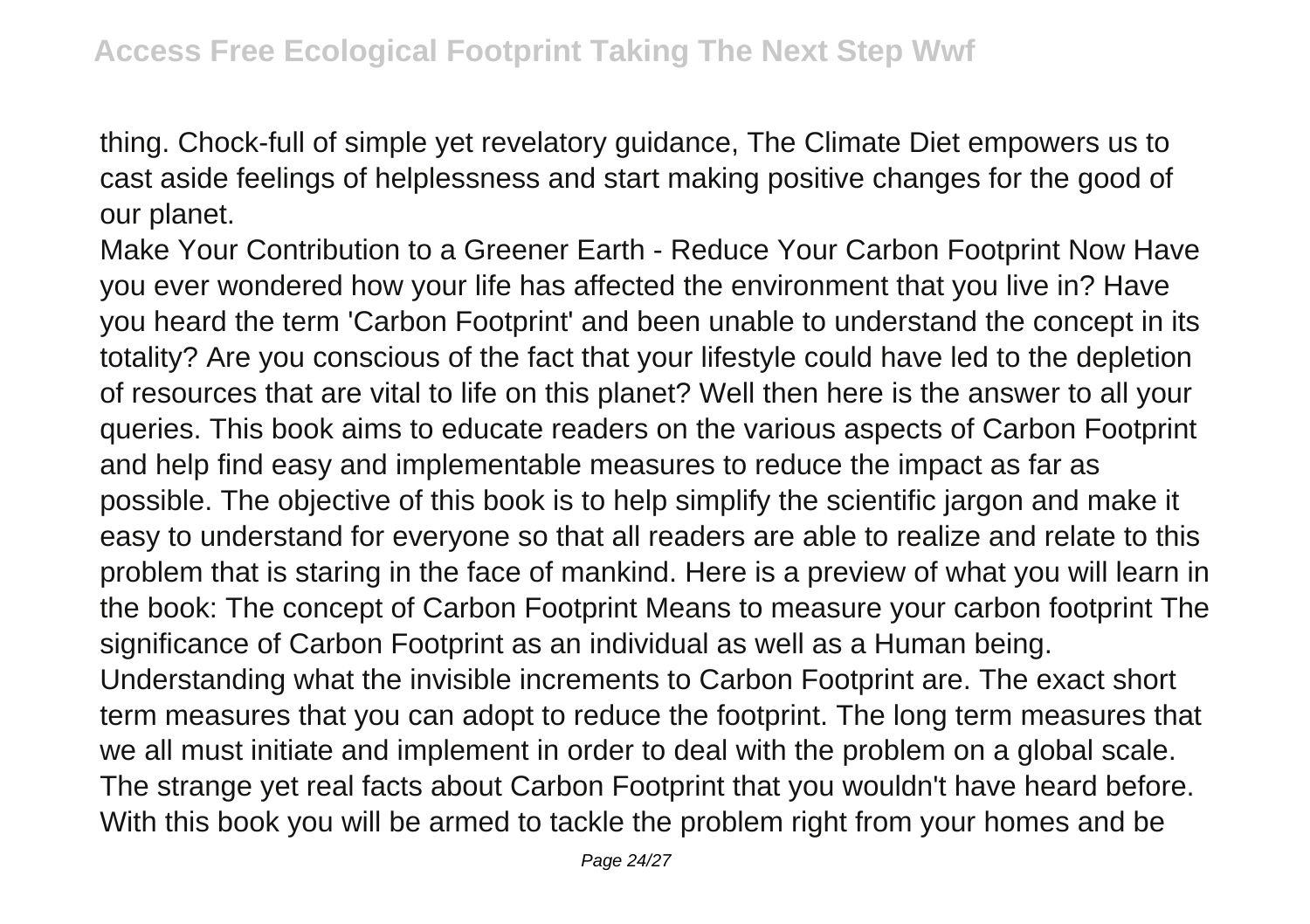thing. Chock-full of simple yet revelatory guidance, The Climate Diet empowers us to cast aside feelings of helplessness and start making positive changes for the good of our planet.

Make Your Contribution to a Greener Earth - Reduce Your Carbon Footprint Now Have you ever wondered how your life has affected the environment that you live in? Have you heard the term 'Carbon Footprint' and been unable to understand the concept in its totality? Are you conscious of the fact that your lifestyle could have led to the depletion of resources that are vital to life on this planet? Well then here is the answer to all your queries. This book aims to educate readers on the various aspects of Carbon Footprint and help find easy and implementable measures to reduce the impact as far as possible. The objective of this book is to help simplify the scientific jargon and make it easy to understand for everyone so that all readers are able to realize and relate to this problem that is staring in the face of mankind. Here is a preview of what you will learn in the book: The concept of Carbon Footprint Means to measure your carbon footprint The significance of Carbon Footprint as an individual as well as a Human being. Understanding what the invisible increments to Carbon Footprint are. The exact short term measures that you can adopt to reduce the footprint. The long term measures that we all must initiate and implement in order to deal with the problem on a global scale. The strange yet real facts about Carbon Footprint that you wouldn't have heard before. With this book you will be armed to tackle the problem right from your homes and be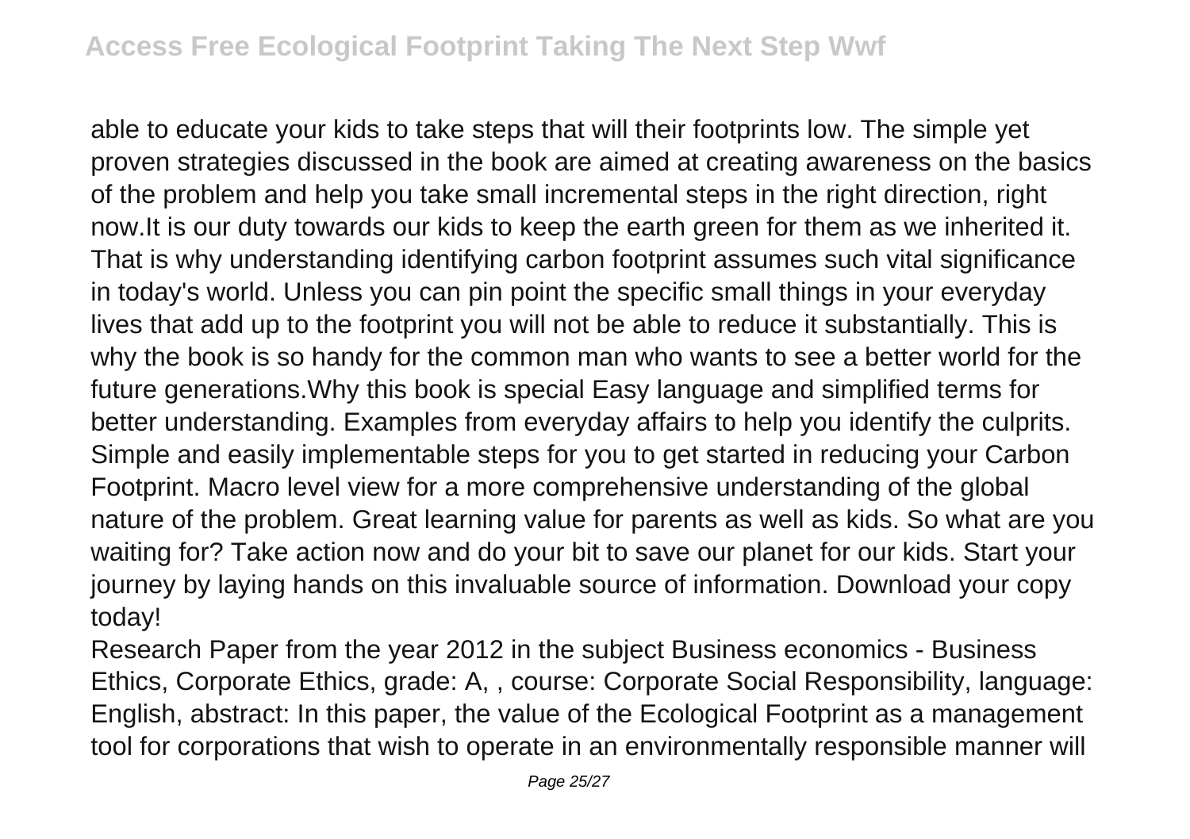able to educate your kids to take steps that will their footprints low. The simple yet proven strategies discussed in the book are aimed at creating awareness on the basics of the problem and help you take small incremental steps in the right direction, right now.It is our duty towards our kids to keep the earth green for them as we inherited it. That is why understanding identifying carbon footprint assumes such vital significance in today's world. Unless you can pin point the specific small things in your everyday lives that add up to the footprint you will not be able to reduce it substantially. This is why the book is so handy for the common man who wants to see a better world for the future generations.Why this book is special Easy language and simplified terms for better understanding. Examples from everyday affairs to help you identify the culprits. Simple and easily implementable steps for you to get started in reducing your Carbon Footprint. Macro level view for a more comprehensive understanding of the global nature of the problem. Great learning value for parents as well as kids. So what are you waiting for? Take action now and do your bit to save our planet for our kids. Start your journey by laying hands on this invaluable source of information. Download your copy today!

Research Paper from the year 2012 in the subject Business economics - Business Ethics, Corporate Ethics, grade: A, , course: Corporate Social Responsibility, language: English, abstract: In this paper, the value of the Ecological Footprint as a management tool for corporations that wish to operate in an environmentally responsible manner will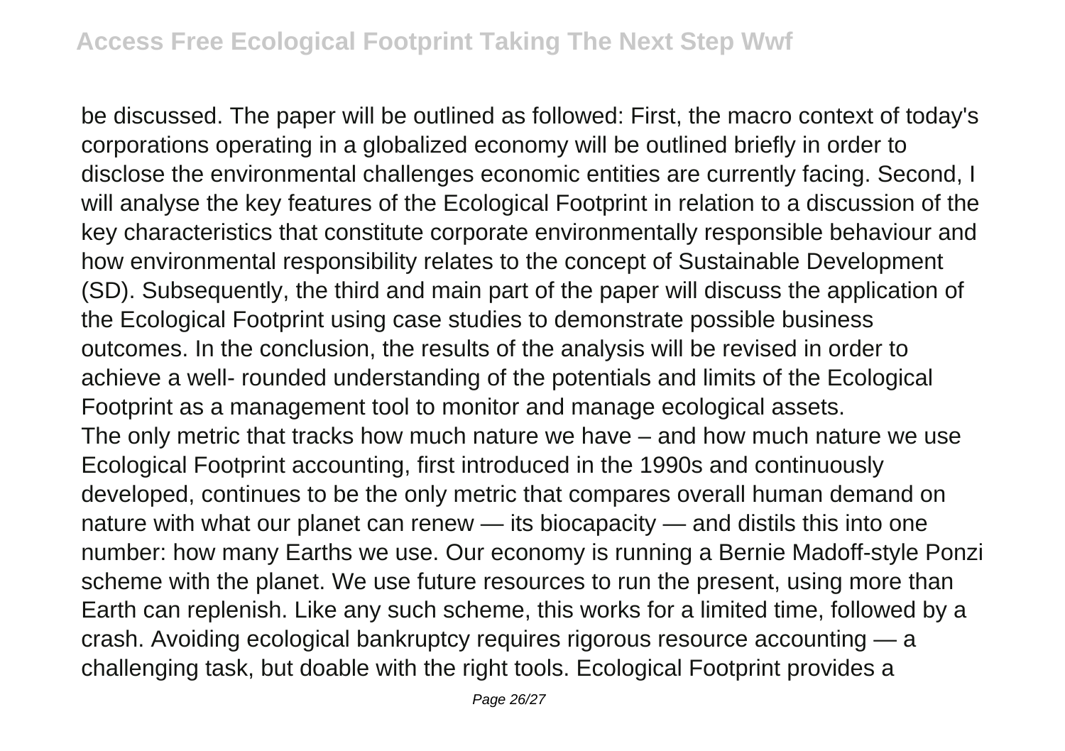be discussed. The paper will be outlined as followed: First, the macro context of today's corporations operating in a globalized economy will be outlined briefly in order to disclose the environmental challenges economic entities are currently facing. Second, I will analyse the key features of the Ecological Footprint in relation to a discussion of the key characteristics that constitute corporate environmentally responsible behaviour and how environmental responsibility relates to the concept of Sustainable Development (SD). Subsequently, the third and main part of the paper will discuss the application of the Ecological Footprint using case studies to demonstrate possible business outcomes. In the conclusion, the results of the analysis will be revised in order to achieve a well- rounded understanding of the potentials and limits of the Ecological Footprint as a management tool to monitor and manage ecological assets.

The only metric that tracks how much nature we have – and how much nature we use Ecological Footprint accounting, first introduced in the 1990s and continuously developed, continues to be the only metric that compares overall human demand on nature with what our planet can renew — its biocapacity — and distils this into one number: how many Earths we use. Our economy is running a Bernie Madoff-style Ponzi scheme with the planet. We use future resources to run the present, using more than Earth can replenish. Like any such scheme, this works for a limited time, followed by a crash. Avoiding ecological bankruptcy requires rigorous resource accounting — a challenging task, but doable with the right tools. Ecological Footprint provides a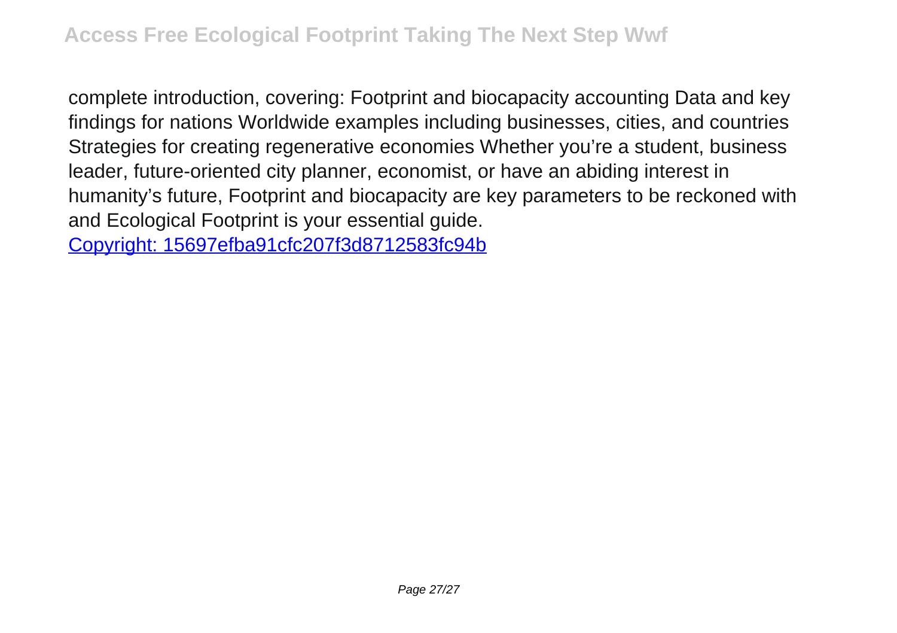complete introduction, covering: Footprint and biocapacity accounting Data and key findings for nations Worldwide examples including businesses, cities, and countries Strategies for creating regenerative economies Whether you're a student, business leader, future-oriented city planner, economist, or have an abiding interest in humanity's future, Footprint and biocapacity are key parameters to be reckoned with and Ecological Footprint is your essential guide.

Copyright: 15697efba91cfc207f3d8712583fc94b